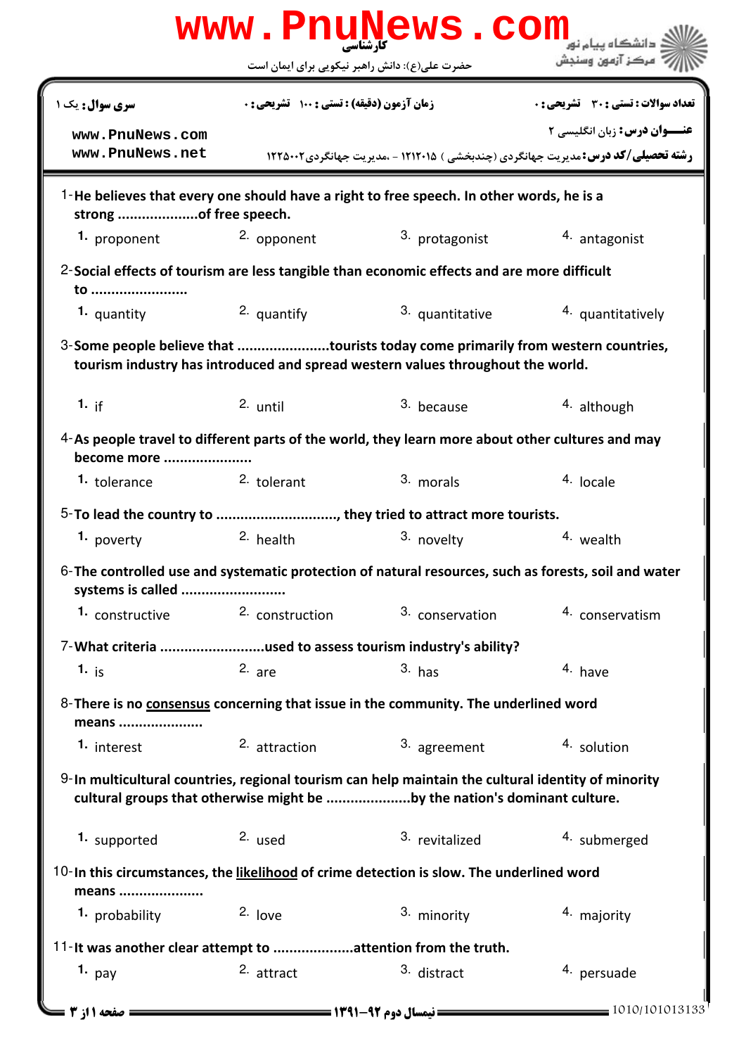**کارشناسی**

حضرت علی(ع): دانش راهبر نیکویی برای ایمان است

دانشگاه پیام نور
مرکز آزمون وسنجش

| **تعداد سوالات : تستی : ۳۰ تشریحی : ۰** | **زمان آزمون (دقیقه) : تستی : ۱۰۰ تشریحی : ۰** | **سری سوال :** یک ۱ |
|---|---|---|

**عنـــوان درس :** زبان انگلیسی ۲

**رشته تحصیلی/کد درس :** مدیریت جهانگردی (چندبخشی ) ۱۲۱۲۰۱۵ - ،مدیریت جهانگردی۱۲۲۵۰۰۲

1- **He believes that every one should have a right to free speech. In other words, he is a strong ....................of free speech.**

1. proponent
2. opponent
3. protagonist
4. antagonist

2- **Social effects of tourism are less tangible than economic effects and are more difficult to ........................**

1. quantity
2. quantify
3. quantitative
4. quantitatively

3- **Some people believe that .......................tourists today come primarily from western countries, tourism industry has introduced and spread western values throughout the world.**

1. if
2. until
3. because
4. although

4- **As people travel to different parts of the world, they learn more about other cultures and may become more ......................**

1. tolerance
2. tolerant
3. morals
4. locale

5- **To lead the country to .............................., they tried to attract more tourists.**

1. poverty
2. health
3. novelty
4. wealth

6- **The controlled use and systematic protection of natural resources, such as forests, soil and water systems is called ..........................**

1. constructive
2. construction
3. conservation
4. conservatism

7- **What criteria ..........................used to assess tourism industry's ability?**

1. is
2. are
3. has
4. have

8- **There is no <u>consensus</u> concerning that issue in the community. The underlined word means .....................**

1. interest
2. attraction
3. agreement
4. solution

9- **In multicultural countries, regional tourism can help maintain the cultural identity of minority cultural groups that otherwise might be .....................by the nation's dominant culture.**

1. supported
2. used
3. revitalized
4. submerged

10- **In this circumstances, the <u>likelihood</u> of crime detection is slow. The underlined word means .....................**

1. probability
2. love
3. minority
4. majority

11- **It was another clear attempt to ....................attention from the truth.**

1. pay
2. attract
3. distract
4. persuade

نیمسال دوم ۹۲-۱۳۹۱

1010/101013133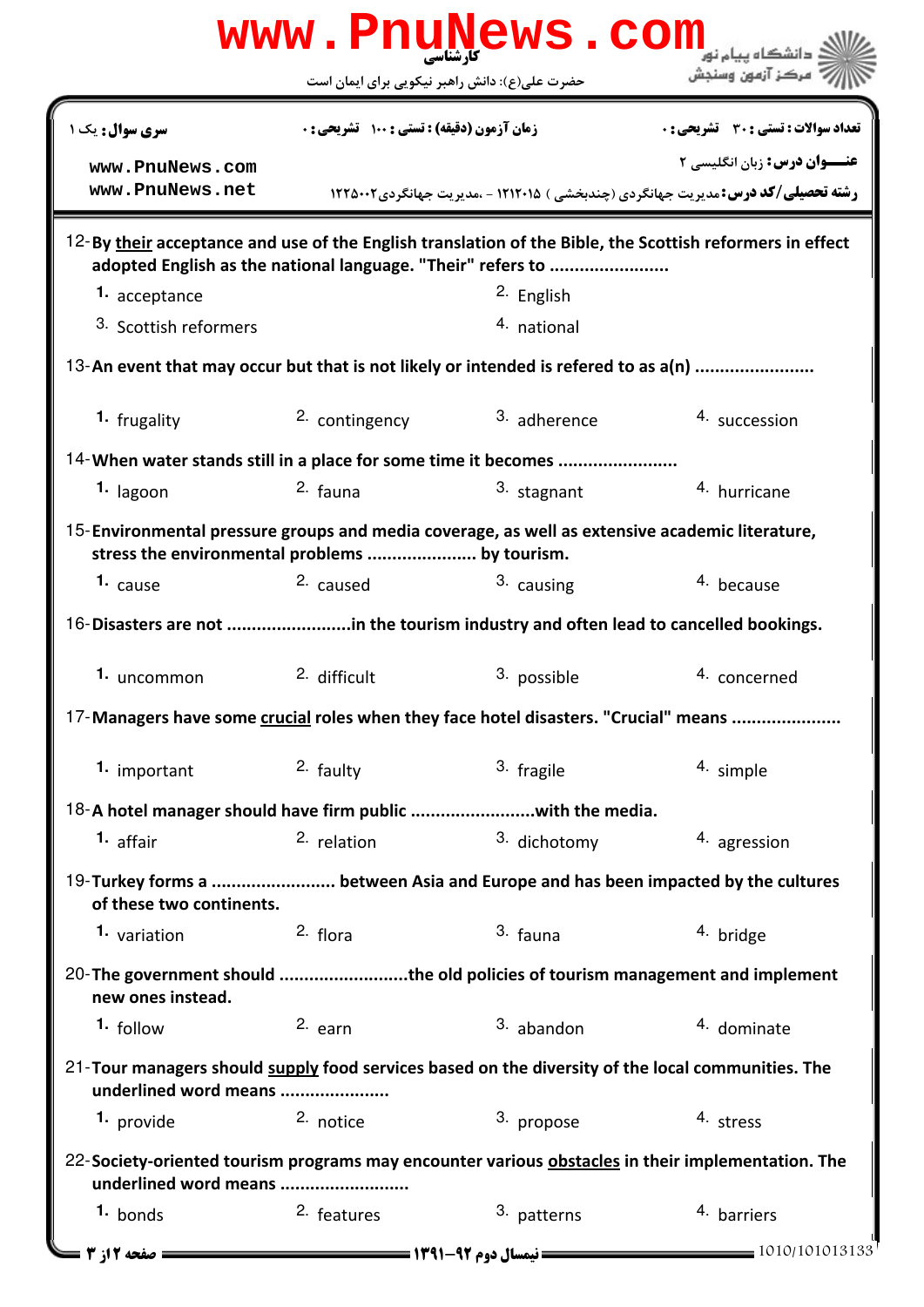12- By <u>their</u> acceptance and use of the English translation of the Bible, the Scottish reformers in effect adopted English as the national language. "Their" refers to ........................

1. acceptance
2. English
3. Scottish reformers
4. national

13- An event that may occur but that is not likely or intended is refered to as a(n) ........................

1. frugality
2. contingency
3. adherence
4. succession

14- When water stands still in a place for some time it becomes ........................

1. lagoon
2. fauna
3. stagnant
4. hurricane

15- Environmental pressure groups and media coverage, as well as extensive academic literature, stress the environmental problems ...................... by tourism.

1. cause
2. caused
3. causing
4. because

16- Disasters are not .........................in the tourism industry and often lead to cancelled bookings.

1. uncommon
2. difficult
3. possible
4. concerned

17- Managers have some <u>crucial</u> roles when they face hotel disasters. "Crucial" means ......................

1. important
2. faulty
3. fragile
4. simple

18- A hotel manager should have firm public .........................with the media.

1. affair
2. relation
3. dichotomy
4. agression

19- Turkey forms a ......................... between Asia and Europe and has been impacted by the cultures of these two continents.

1. variation
2. flora
3. fauna
4. bridge

20- The government should ..........................the old policies of tourism management and implement new ones instead.

1. follow
2. earn
3. abandon
4. dominate

21- Tour managers should <u>supply</u> food services based on the diversity of the local communities. The underlined word means ......................

1. provide
2. notice
3. propose
4. stress

22- Society-oriented tourism programs may encounter various <u>obstacles</u> in their implementation. The underlined word means ..........................

1. bonds
2. features
3. patterns
4. barriers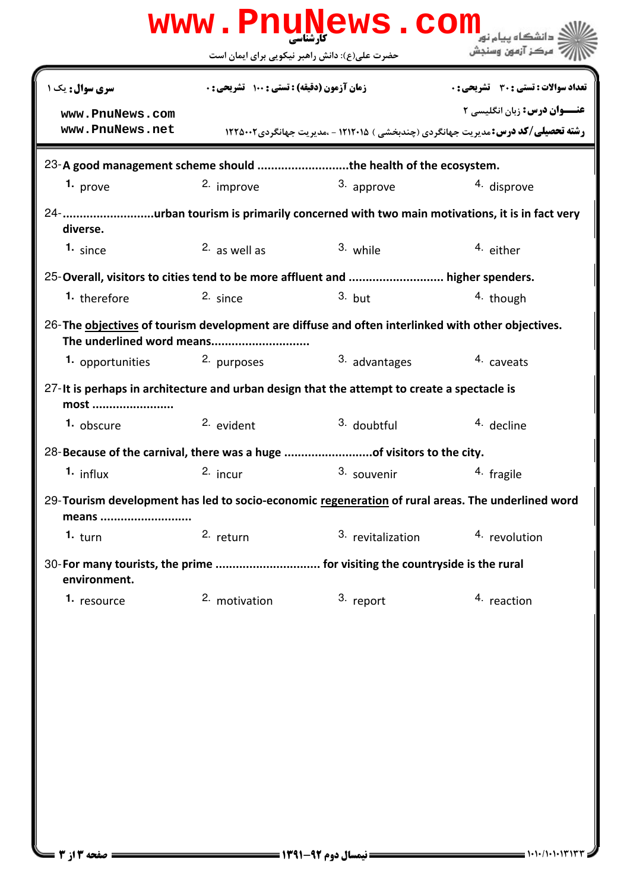23-A good management scheme should ..........................the health of the ecosystem.

1. prove
2. improve
3. approve
4. disprove

24-..........................urban tourism is primarily concerned with two main motivations, it is in fact very diverse.

1. since
2. as well as
3. while
4. either

25-Overall, visitors to cities tend to be more affluent and ........................... higher spenders.

1. therefore
2. since
3. but
4. though

26-The objectives of tourism development are diffuse and often interlinked with other objectives. The underlined word means............................

1. opportunities
2. purposes
3. advantages
4. caveats

27-It is perhaps in architecture and urban design that the attempt to create a spectacle is most .......................

1. obscure
2. evident
3. doubtful
4. decline

28-Because of the carnival, there was a huge .........................of visitors to the city.

1. influx
2. incur
3. souvenir
4. fragile

29-Tourism development has led to socio-economic regeneration of rural areas. The underlined word means ..........................

1. turn
2. return
3. revitalization
4. revolution

30-For many tourists, the prime .............................. for visiting the countryside is the rural environment.

1. resource
2. motivation
3. report
4. reaction